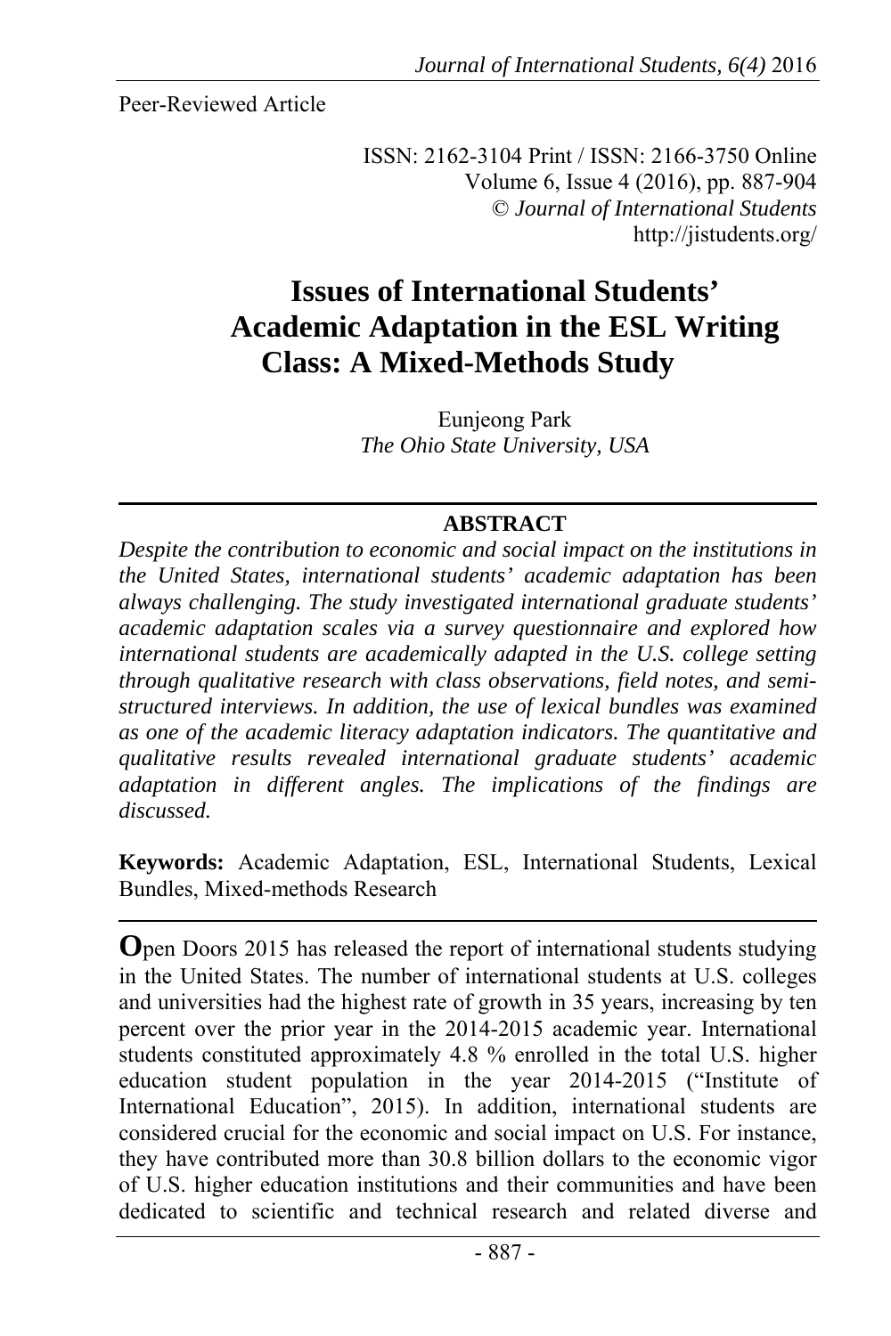Peer-Reviewed Article

ISSN: 2162-3104 Print / ISSN: 2166-3750 Online
Volume 6, Issue 4 (2016), pp. 887-904
© *Journal of International Students*
http://jistudents.org/

# Issues of International Students' Academic Adaptation in the ESL Writing Class: A Mixed-Methods Study

Eunjeong Park
*The Ohio State University, USA*

## ABSTRACT

*Despite the contribution to economic and social impact on the institutions in the United States, international students' academic adaptation has been always challenging. The study investigated international graduate students' academic adaptation scales via a survey questionnaire and explored how international students are academically adapted in the U.S. college setting through qualitative research with class observations, field notes, and semi-structured interviews. In addition, the use of lexical bundles was examined as one of the academic literacy adaptation indicators. The quantitative and qualitative results revealed international graduate students' academic adaptation in different angles. The implications of the findings are discussed.*

**Keywords:** Academic Adaptation, ESL, International Students, Lexical Bundles, Mixed-methods Research

**O**pen Doors 2015 has released the report of international students studying in the United States. The number of international students at U.S. colleges and universities had the highest rate of growth in 35 years, increasing by ten percent over the prior year in the 2014-2015 academic year. International students constituted approximately 4.8 % enrolled in the total U.S. higher education student population in the year 2014-2015 ("Institute of International Education", 2015). In addition, international students are considered crucial for the economic and social impact on U.S. For instance, they have contributed more than 30.8 billion dollars to the economic vigor of U.S. higher education institutions and their communities and have been dedicated to scientific and technical research and related diverse and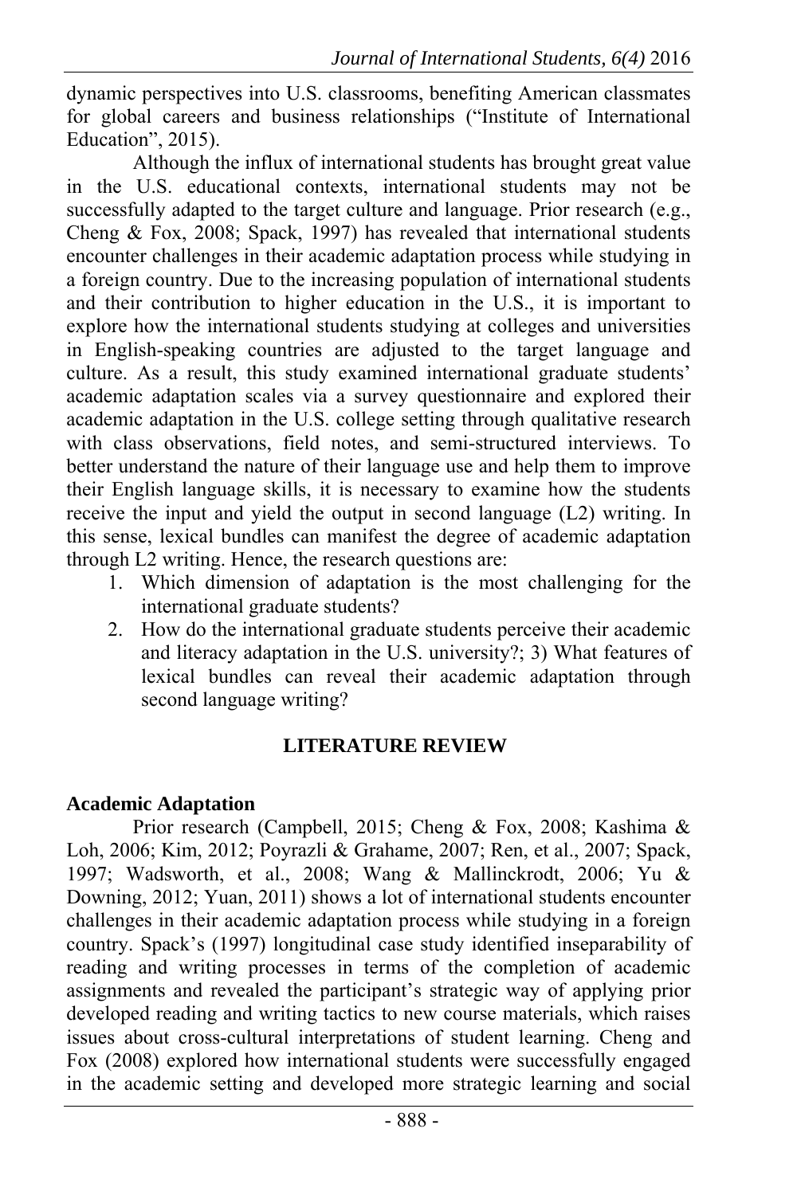dynamic perspectives into U.S. classrooms, benefiting American classmates for global careers and business relationships ("Institute of International Education", 2015).

Although the influx of international students has brought great value in the U.S. educational contexts, international students may not be successfully adapted to the target culture and language. Prior research (e.g., Cheng & Fox, 2008; Spack, 1997) has revealed that international students encounter challenges in their academic adaptation process while studying in a foreign country. Due to the increasing population of international students and their contribution to higher education in the U.S., it is important to explore how the international students studying at colleges and universities in English-speaking countries are adjusted to the target language and culture. As a result, this study examined international graduate students' academic adaptation scales via a survey questionnaire and explored their academic adaptation in the U.S. college setting through qualitative research with class observations, field notes, and semi-structured interviews. To better understand the nature of their language use and help them to improve their English language skills, it is necessary to examine how the students receive the input and yield the output in second language (L2) writing. In this sense, lexical bundles can manifest the degree of academic adaptation through L2 writing. Hence, the research questions are:

1. Which dimension of adaptation is the most challenging for the international graduate students?
2. How do the international graduate students perceive their academic and literacy adaptation in the U.S. university?; 3) What features of lexical bundles can reveal their academic adaptation through second language writing?

## LITERATURE REVIEW

### Academic Adaptation

Prior research (Campbell, 2015; Cheng & Fox, 2008; Kashima & Loh, 2006; Kim, 2012; Poyrazli & Grahame, 2007; Ren, et al., 2007; Spack, 1997; Wadsworth, et al., 2008; Wang & Mallinckrodt, 2006; Yu & Downing, 2012; Yuan, 2011) shows a lot of international students encounter challenges in their academic adaptation process while studying in a foreign country. Spack's (1997) longitudinal case study identified inseparability of reading and writing processes in terms of the completion of academic assignments and revealed the participant's strategic way of applying prior developed reading and writing tactics to new course materials, which raises issues about cross-cultural interpretations of student learning. Cheng and Fox (2008) explored how international students were successfully engaged in the academic setting and developed more strategic learning and social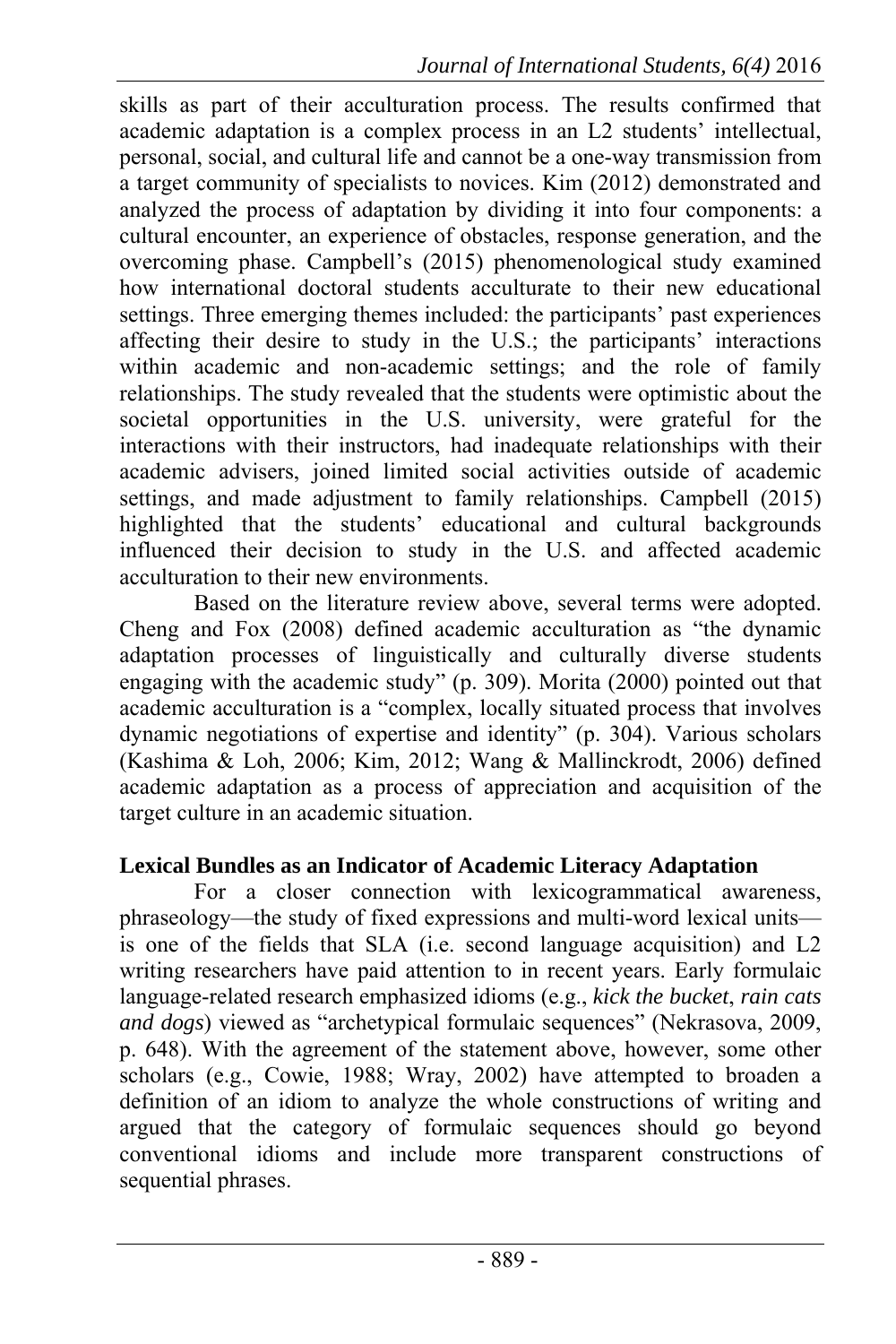skills as part of their acculturation process. The results confirmed that academic adaptation is a complex process in an L2 students' intellectual, personal, social, and cultural life and cannot be a one-way transmission from a target community of specialists to novices. Kim (2012) demonstrated and analyzed the process of adaptation by dividing it into four components: a cultural encounter, an experience of obstacles, response generation, and the overcoming phase. Campbell's (2015) phenomenological study examined how international doctoral students acculturate to their new educational settings. Three emerging themes included: the participants' past experiences affecting their desire to study in the U.S.; the participants' interactions within academic and non-academic settings; and the role of family relationships. The study revealed that the students were optimistic about the societal opportunities in the U.S. university, were grateful for the interactions with their instructors, had inadequate relationships with their academic advisers, joined limited social activities outside of academic settings, and made adjustment to family relationships. Campbell (2015) highlighted that the students' educational and cultural backgrounds influenced their decision to study in the U.S. and affected academic acculturation to their new environments.

Based on the literature review above, several terms were adopted. Cheng and Fox (2008) defined academic acculturation as "the dynamic adaptation processes of linguistically and culturally diverse students engaging with the academic study" (p. 309). Morita (2000) pointed out that academic acculturation is a "complex, locally situated process that involves dynamic negotiations of expertise and identity" (p. 304). Various scholars (Kashima & Loh, 2006; Kim, 2012; Wang & Mallinckrodt, 2006) defined academic adaptation as a process of appreciation and acquisition of the target culture in an academic situation.

## Lexical Bundles as an Indicator of Academic Literacy Adaptation

For a closer connection with lexicogrammatical awareness, phraseology—the study of fixed expressions and multi-word lexical units—is one of the fields that SLA (i.e. second language acquisition) and L2 writing researchers have paid attention to in recent years. Early formulaic language-related research emphasized idioms (e.g., *kick the bucket*, *rain cats and dogs*) viewed as "archetypical formulaic sequences" (Nekrasova, 2009, p. 648). With the agreement of the statement above, however, some other scholars (e.g., Cowie, 1988; Wray, 2002) have attempted to broaden a definition of an idiom to analyze the whole constructions of writing and argued that the category of formulaic sequences should go beyond conventional idioms and include more transparent constructions of sequential phrases.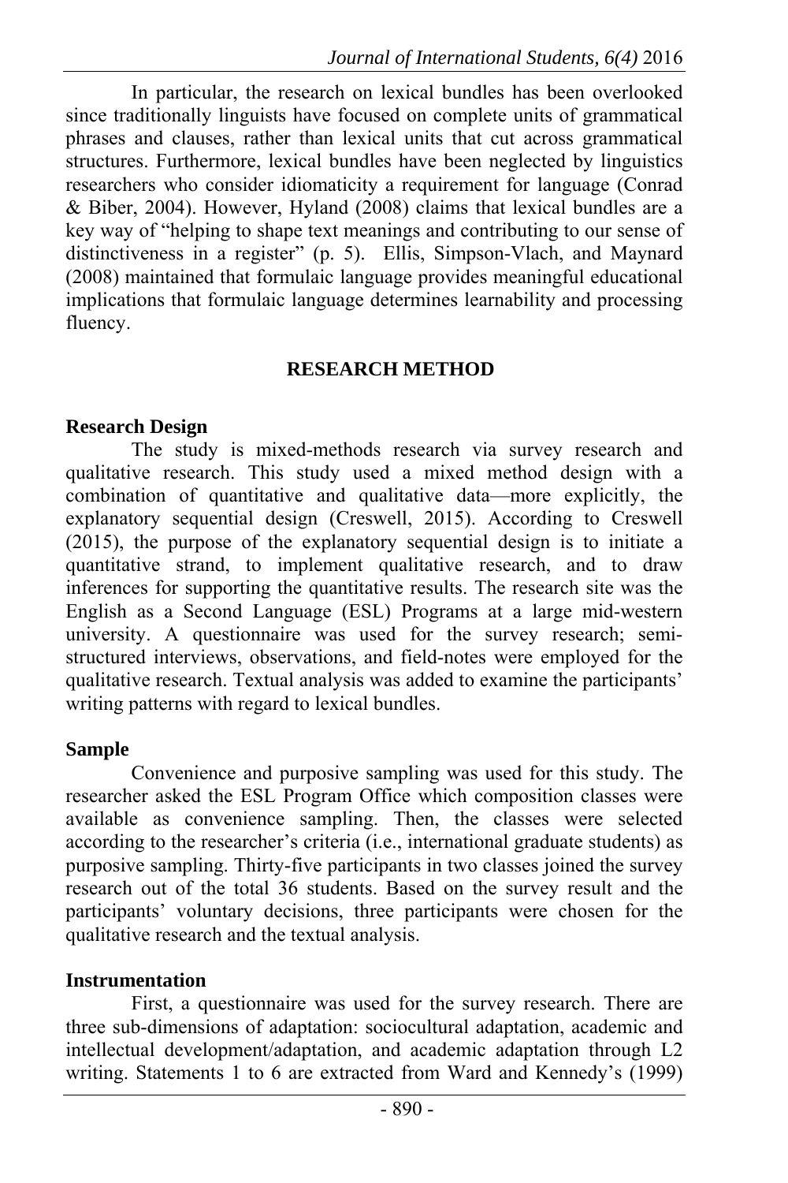In particular, the research on lexical bundles has been overlooked since traditionally linguists have focused on complete units of grammatical phrases and clauses, rather than lexical units that cut across grammatical structures. Furthermore, lexical bundles have been neglected by linguistics researchers who consider idiomaticity a requirement for language (Conrad & Biber, 2004). However, Hyland (2008) claims that lexical bundles are a key way of "helping to shape text meanings and contributing to our sense of distinctiveness in a register" (p. 5). Ellis, Simpson-Vlach, and Maynard (2008) maintained that formulaic language provides meaningful educational implications that formulaic language determines learnability and processing fluency.

## RESEARCH METHOD

### Research Design

The study is mixed-methods research via survey research and qualitative research. This study used a mixed method design with a combination of quantitative and qualitative data—more explicitly, the explanatory sequential design (Creswell, 2015). According to Creswell (2015), the purpose of the explanatory sequential design is to initiate a quantitative strand, to implement qualitative research, and to draw inferences for supporting the quantitative results. The research site was the English as a Second Language (ESL) Programs at a large mid-western university. A questionnaire was used for the survey research; semi-structured interviews, observations, and field-notes were employed for the qualitative research. Textual analysis was added to examine the participants' writing patterns with regard to lexical bundles.

### Sample

Convenience and purposive sampling was used for this study. The researcher asked the ESL Program Office which composition classes were available as convenience sampling. Then, the classes were selected according to the researcher's criteria (i.e., international graduate students) as purposive sampling. Thirty-five participants in two classes joined the survey research out of the total 36 students. Based on the survey result and the participants' voluntary decisions, three participants were chosen for the qualitative research and the textual analysis.

### Instrumentation

First, a questionnaire was used for the survey research. There are three sub-dimensions of adaptation: sociocultural adaptation, academic and intellectual development/adaptation, and academic adaptation through L2 writing. Statements 1 to 6 are extracted from Ward and Kennedy's (1999)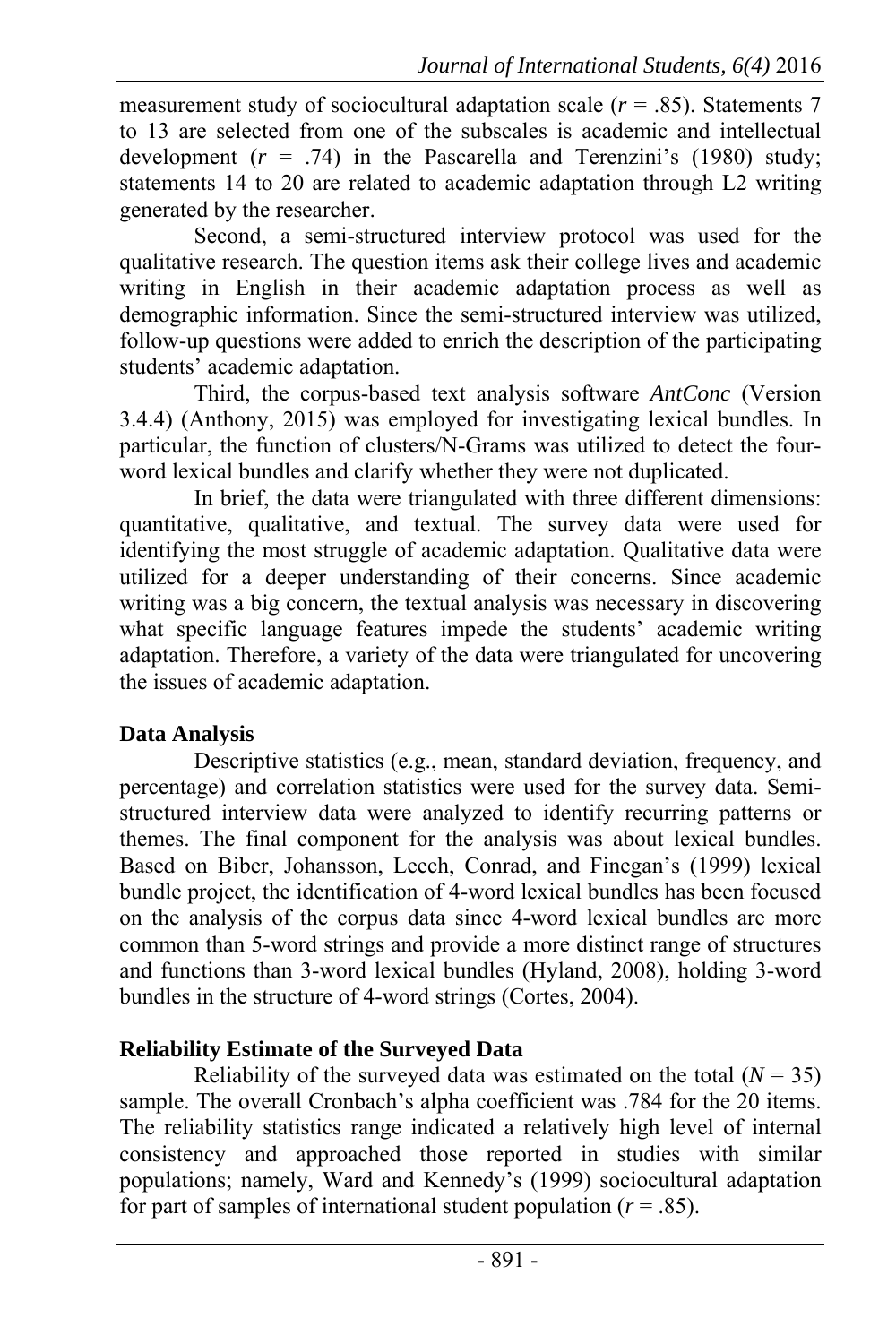measurement study of sociocultural adaptation scale ($r$ = .85). Statements 7 to 13 are selected from one of the subscales is academic and intellectual development ($r$ = .74) in the Pascarella and Terenzini's (1980) study; statements 14 to 20 are related to academic adaptation through L2 writing generated by the researcher.

Second, a semi-structured interview protocol was used for the qualitative research. The question items ask their college lives and academic writing in English in their academic adaptation process as well as demographic information. Since the semi-structured interview was utilized, follow-up questions were added to enrich the description of the participating students' academic adaptation.

Third, the corpus-based text analysis software *AntConc* (Version 3.4.4) (Anthony, 2015) was employed for investigating lexical bundles. In particular, the function of clusters/N-Grams was utilized to detect the four-word lexical bundles and clarify whether they were not duplicated.

In brief, the data were triangulated with three different dimensions: quantitative, qualitative, and textual. The survey data were used for identifying the most struggle of academic adaptation. Qualitative data were utilized for a deeper understanding of their concerns. Since academic writing was a big concern, the textual analysis was necessary in discovering what specific language features impede the students' academic writing adaptation. Therefore, a variety of the data were triangulated for uncovering the issues of academic adaptation.

**Data Analysis**

Descriptive statistics (e.g., mean, standard deviation, frequency, and percentage) and correlation statistics were used for the survey data. Semi-structured interview data were analyzed to identify recurring patterns or themes. The final component for the analysis was about lexical bundles. Based on Biber, Johansson, Leech, Conrad, and Finegan's (1999) lexical bundle project, the identification of 4-word lexical bundles has been focused on the analysis of the corpus data since 4-word lexical bundles are more common than 5-word strings and provide a more distinct range of structures and functions than 3-word lexical bundles (Hyland, 2008), holding 3-word bundles in the structure of 4-word strings (Cortes, 2004).

**Reliability Estimate of the Surveyed Data**

Reliability of the surveyed data was estimated on the total ($N$ = 35) sample. The overall Cronbach's alpha coefficient was .784 for the 20 items. The reliability statistics range indicated a relatively high level of internal consistency and approached those reported in studies with similar populations; namely, Ward and Kennedy's (1999) sociocultural adaptation for part of samples of international student population ($r$ = .85).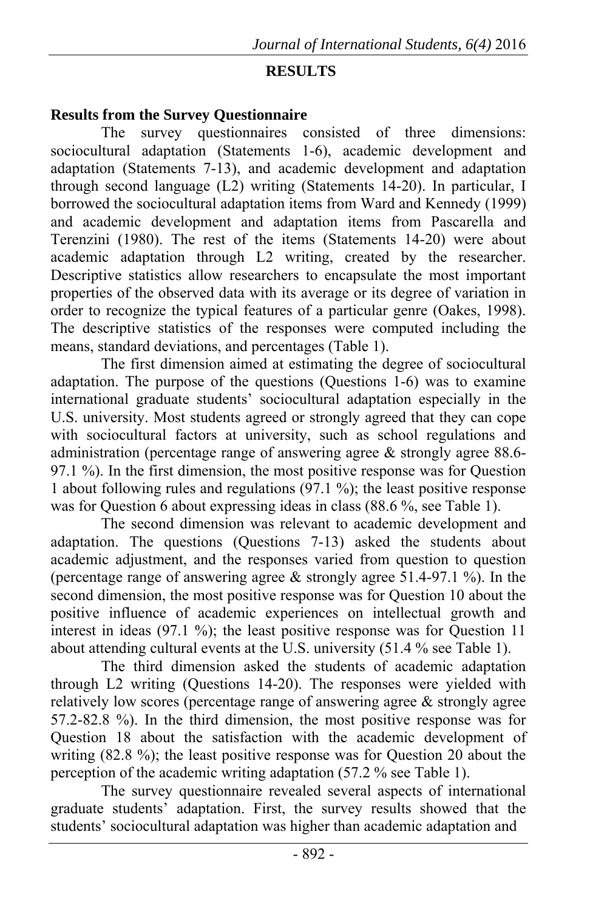## RESULTS

### Results from the Survey Questionnaire

The survey questionnaires consisted of three dimensions: sociocultural adaptation (Statements 1-6), academic development and adaptation (Statements 7-13), and academic development and adaptation through second language (L2) writing (Statements 14-20). In particular, I borrowed the sociocultural adaptation items from Ward and Kennedy (1999) and academic development and adaptation items from Pascarella and Terenzini (1980). The rest of the items (Statements 14-20) were about academic adaptation through L2 writing, created by the researcher. Descriptive statistics allow researchers to encapsulate the most important properties of the observed data with its average or its degree of variation in order to recognize the typical features of a particular genre (Oakes, 1998). The descriptive statistics of the responses were computed including the means, standard deviations, and percentages (Table 1).

The first dimension aimed at estimating the degree of sociocultural adaptation. The purpose of the questions (Questions 1-6) was to examine international graduate students' sociocultural adaptation especially in the U.S. university. Most students agreed or strongly agreed that they can cope with sociocultural factors at university, such as school regulations and administration (percentage range of answering agree & strongly agree 88.6-97.1 %). In the first dimension, the most positive response was for Question 1 about following rules and regulations (97.1 %); the least positive response was for Question 6 about expressing ideas in class (88.6 %, see Table 1).

The second dimension was relevant to academic development and adaptation. The questions (Questions 7-13) asked the students about academic adjustment, and the responses varied from question to question (percentage range of answering agree & strongly agree 51.4-97.1 %). In the second dimension, the most positive response was for Question 10 about the positive influence of academic experiences on intellectual growth and interest in ideas (97.1 %); the least positive response was for Question 11 about attending cultural events at the U.S. university (51.4 % see Table 1).

The third dimension asked the students of academic adaptation through L2 writing (Questions 14-20). The responses were yielded with relatively low scores (percentage range of answering agree & strongly agree 57.2-82.8 %). In the third dimension, the most positive response was for Question 18 about the satisfaction with the academic development of writing (82.8 %); the least positive response was for Question 20 about the perception of the academic writing adaptation (57.2 % see Table 1).

The survey questionnaire revealed several aspects of international graduate students' adaptation. First, the survey results showed that the students' sociocultural adaptation was higher than academic adaptation and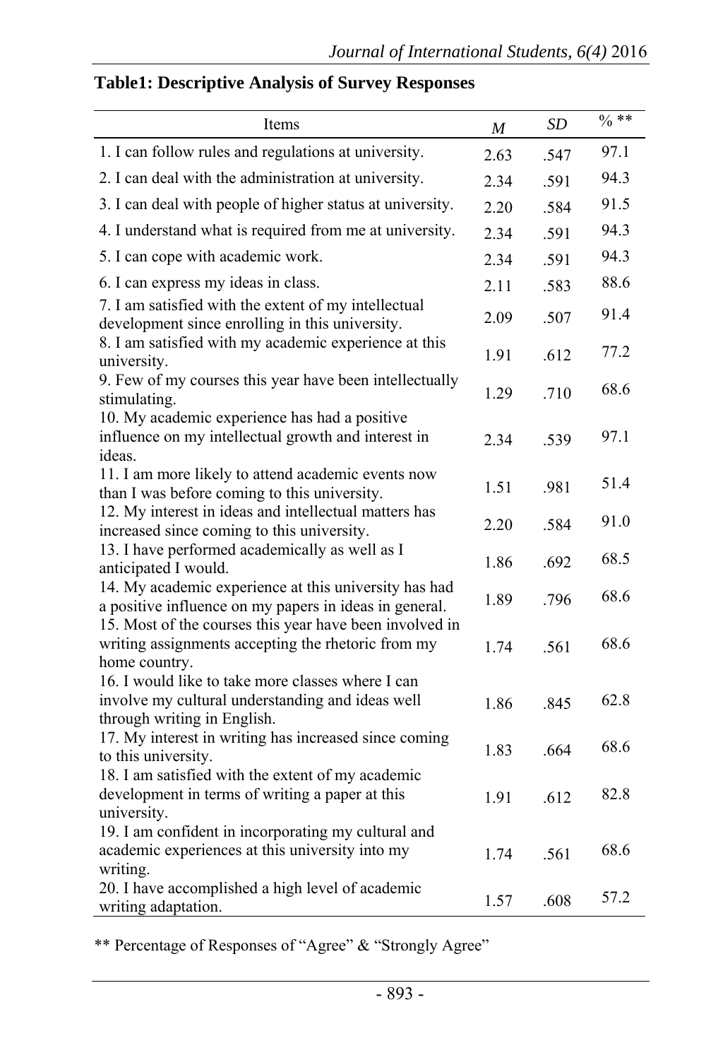**Table1: Descriptive Analysis of Survey Responses**

| Items | *M* | *SD* | % ** |
|---|---|---|---|
| 1. I can follow rules and regulations at university. | 2.63 | .547 | 97.1 |
| 2. I can deal with the administration at university. | 2.34 | .591 | 94.3 |
| 3. I can deal with people of higher status at university. | 2.20 | .584 | 91.5 |
| 4. I understand what is required from me at university. | 2.34 | .591 | 94.3 |
| 5. I can cope with academic work. | 2.34 | .591 | 94.3 |
| 6. I can express my ideas in class. | 2.11 | .583 | 88.6 |
| 7. I am satisfied with the extent of my intellectual development since enrolling in this university. | 2.09 | .507 | 91.4 |
| 8. I am satisfied with my academic experience at this university. | 1.91 | .612 | 77.2 |
| 9. Few of my courses this year have been intellectually stimulating. | 1.29 | .710 | 68.6 |
| 10. My academic experience has had a positive influence on my intellectual growth and interest in ideas. | 2.34 | .539 | 97.1 |
| 11. I am more likely to attend academic events now than I was before coming to this university. | 1.51 | .981 | 51.4 |
| 12. My interest in ideas and intellectual matters has increased since coming to this university. | 2.20 | .584 | 91.0 |
| 13. I have performed academically as well as I anticipated I would. | 1.86 | .692 | 68.5 |
| 14. My academic experience at this university has had a positive influence on my papers in ideas in general. | 1.89 | .796 | 68.6 |
| 15. Most of the courses this year have been involved in writing assignments accepting the rhetoric from my home country. | 1.74 | .561 | 68.6 |
| 16. I would like to take more classes where I can involve my cultural understanding and ideas well through writing in English. | 1.86 | .845 | 62.8 |
| 17. My interest in writing has increased since coming to this university. | 1.83 | .664 | 68.6 |
| 18. I am satisfied with the extent of my academic development in terms of writing a paper at this university. | 1.91 | .612 | 82.8 |
| 19. I am confident in incorporating my cultural and academic experiences at this university into my writing. | 1.74 | .561 | 68.6 |
| 20. I have accomplished a high level of academic writing adaptation. | 1.57 | .608 | 57.2 |

** Percentage of Responses of "Agree" & "Strongly Agree"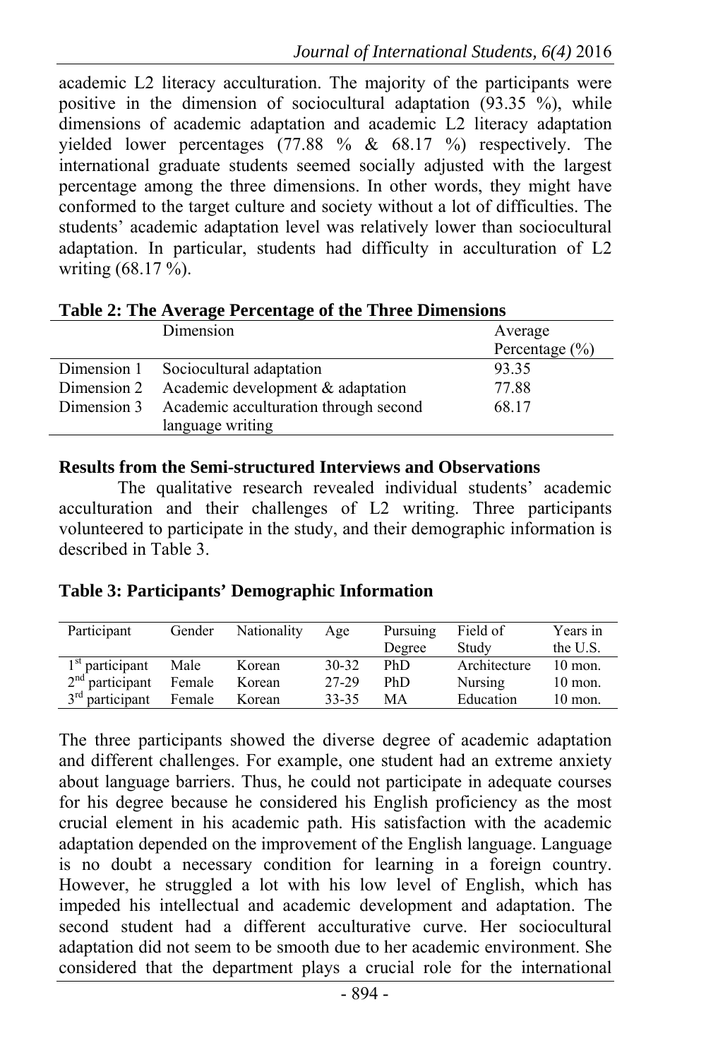academic L2 literacy acculturation. The majority of the participants were positive in the dimension of sociocultural adaptation (93.35 %), while dimensions of academic adaptation and academic L2 literacy adaptation yielded lower percentages (77.88 % & 68.17 %) respectively. The international graduate students seemed socially adjusted with the largest percentage among the three dimensions. In other words, they might have conformed to the target culture and society without a lot of difficulties. The students' academic adaptation level was relatively lower than sociocultural adaptation. In particular, students had difficulty in acculturation of L2 writing (68.17 %).

**Table 2: The Average Percentage of the Three Dimensions**

| | Dimension | Average Percentage (%) |
|---|---|---|
| Dimension 1 | Sociocultural adaptation | 93.35 |
| Dimension 2 | Academic development & adaptation | 77.88 |
| Dimension 3 | Academic acculturation through second language writing | 68.17 |

### Results from the Semi-structured Interviews and Observations

The qualitative research revealed individual students' academic acculturation and their challenges of L2 writing. Three participants volunteered to participate in the study, and their demographic information is described in Table 3.

**Table 3: Participants' Demographic Information**

| Participant | Gender | Nationality | Age | Pursuing Degree | Field of Study | Years in the U.S. |
|---|---|---|---|---|---|---|
| 1st participant | Male | Korean | 30-32 | PhD | Architecture | 10 mon. |
| 2nd participant | Female | Korean | 27-29 | PhD | Nursing | 10 mon. |
| 3rd participant | Female | Korean | 33-35 | MA | Education | 10 mon. |

The three participants showed the diverse degree of academic adaptation and different challenges. For example, one student had an extreme anxiety about language barriers. Thus, he could not participate in adequate courses for his degree because he considered his English proficiency as the most crucial element in his academic path. His satisfaction with the academic adaptation depended on the improvement of the English language. Language is no doubt a necessary condition for learning in a foreign country. However, he struggled a lot with his low level of English, which has impeded his intellectual and academic development and adaptation. The second student had a different acculturative curve. Her sociocultural adaptation did not seem to be smooth due to her academic environment. She considered that the department plays a crucial role for the international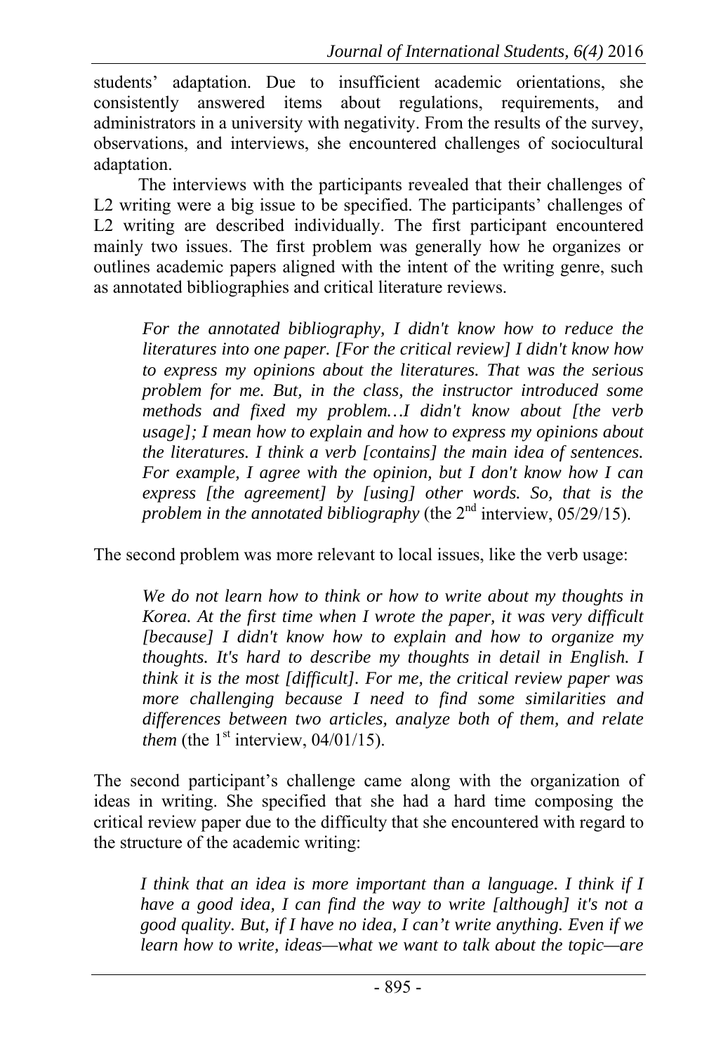students' adaptation. Due to insufficient academic orientations, she consistently answered items about regulations, requirements, and administrators in a university with negativity. From the results of the survey, observations, and interviews, she encountered challenges of sociocultural adaptation.

The interviews with the participants revealed that their challenges of L2 writing were a big issue to be specified. The participants' challenges of L2 writing are described individually. The first participant encountered mainly two issues. The first problem was generally how he organizes or outlines academic papers aligned with the intent of the writing genre, such as annotated bibliographies and critical literature reviews.

> *For the annotated bibliography, I didn't know how to reduce the literatures into one paper. [For the critical review] I didn't know how to express my opinions about the literatures. That was the serious problem for me. But, in the class, the instructor introduced some methods and fixed my problem…I didn't know about [the verb usage]; I mean how to explain and how to express my opinions about the literatures. I think a verb [contains] the main idea of sentences. For example, I agree with the opinion, but I don't know how I can express [the agreement] by [using] other words. So, that is the problem in the annotated bibliography* (the 2nd interview, 05/29/15).

The second problem was more relevant to local issues, like the verb usage:

> *We do not learn how to think or how to write about my thoughts in Korea. At the first time when I wrote the paper, it was very difficult [because] I didn't know how to explain and how to organize my thoughts. It's hard to describe my thoughts in detail in English. I think it is the most [difficult]. For me, the critical review paper was more challenging because I need to find some similarities and differences between two articles, analyze both of them, and relate them* (the 1st interview, 04/01/15).

The second participant's challenge came along with the organization of ideas in writing. She specified that she had a hard time composing the critical review paper due to the difficulty that she encountered with regard to the structure of the academic writing:

> *I think that an idea is more important than a language. I think if I have a good idea, I can find the way to write [although] it's not a good quality. But, if I have no idea, I can't write anything. Even if we learn how to write, ideas—what we want to talk about the topic—are*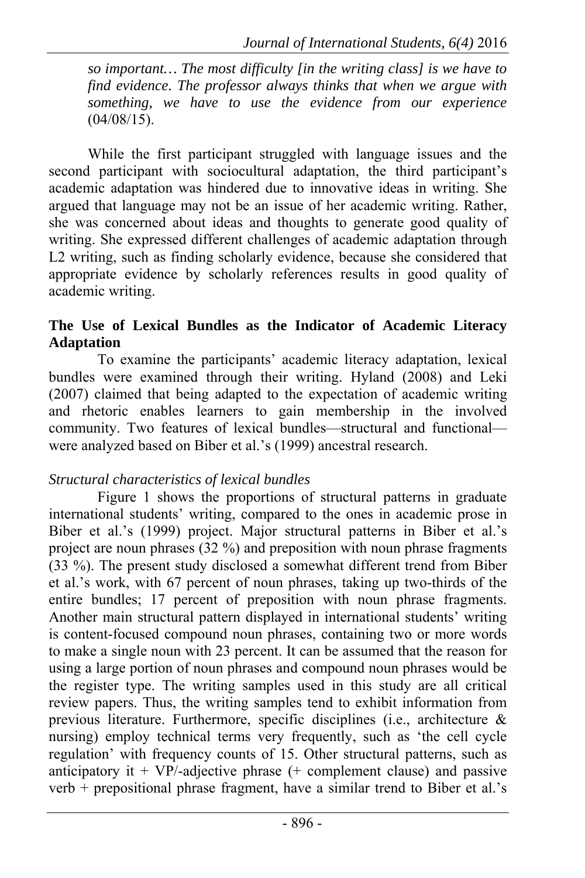*so important… The most difficulty [in the writing class] is we have to find evidence. The professor always thinks that when we argue with something, we have to use the evidence from our experience* (04/08/15).

While the first participant struggled with language issues and the second participant with sociocultural adaptation, the third participant's academic adaptation was hindered due to innovative ideas in writing. She argued that language may not be an issue of her academic writing. Rather, she was concerned about ideas and thoughts to generate good quality of writing. She expressed different challenges of academic adaptation through L2 writing, such as finding scholarly evidence, because she considered that appropriate evidence by scholarly references results in good quality of academic writing.

**The Use of Lexical Bundles as the Indicator of Academic Literacy Adaptation**

To examine the participants' academic literacy adaptation, lexical bundles were examined through their writing. Hyland (2008) and Leki (2007) claimed that being adapted to the expectation of academic writing and rhetoric enables learners to gain membership in the involved community. Two features of lexical bundles—structural and functional—were analyzed based on Biber et al.'s (1999) ancestral research.

*Structural characteristics of lexical bundles*

Figure 1 shows the proportions of structural patterns in graduate international students' writing, compared to the ones in academic prose in Biber et al.'s (1999) project. Major structural patterns in Biber et al.'s project are noun phrases (32 %) and preposition with noun phrase fragments (33 %). The present study disclosed a somewhat different trend from Biber et al.'s work, with 67 percent of noun phrases, taking up two-thirds of the entire bundles; 17 percent of preposition with noun phrase fragments. Another main structural pattern displayed in international students' writing is content-focused compound noun phrases, containing two or more words to make a single noun with 23 percent. It can be assumed that the reason for using a large portion of noun phrases and compound noun phrases would be the register type. The writing samples used in this study are all critical review papers. Thus, the writing samples tend to exhibit information from previous literature. Furthermore, specific disciplines (i.e., architecture & nursing) employ technical terms very frequently, such as 'the cell cycle regulation' with frequency counts of 15. Other structural patterns, such as anticipatory it + VP/-adjective phrase (+ complement clause) and passive verb + prepositional phrase fragment, have a similar trend to Biber et al.'s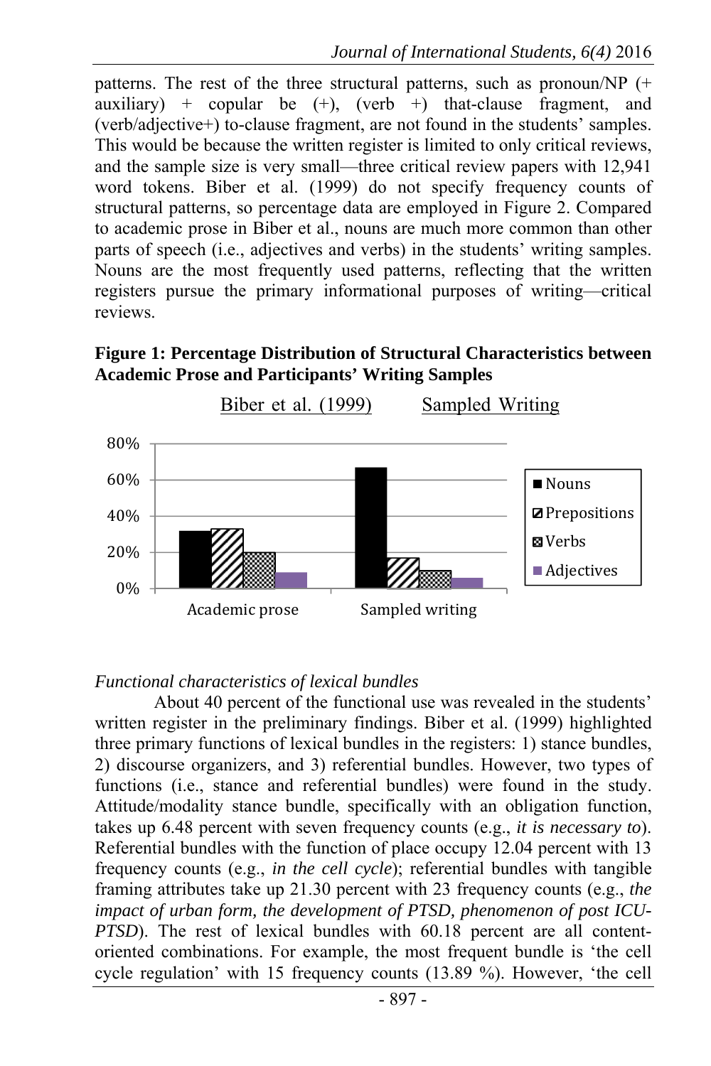patterns. The rest of the three structural patterns, such as pronoun/NP (+ auxiliary) + copular be (+), (verb +) that-clause fragment, and (verb/adjective+) to-clause fragment, are not found in the students' samples. This would be because the written register is limited to only critical reviews, and the sample size is very small—three critical review papers with 12,941 word tokens. Biber et al. (1999) do not specify frequency counts of structural patterns, so percentage data are employed in Figure 2. Compared to academic prose in Biber et al., nouns are much more common than other parts of speech (i.e., adjectives and verbs) in the students' writing samples. Nouns are the most frequently used patterns, reflecting that the written registers pursue the primary informational purposes of writing—critical reviews.

**Figure 1: Percentage Distribution of Structural Characteristics between Academic Prose and Participants' Writing Samples**

*Functional characteristics of lexical bundles*

About 40 percent of the functional use was revealed in the students' written register in the preliminary findings. Biber et al. (1999) highlighted three primary functions of lexical bundles in the registers: 1) stance bundles, 2) discourse organizers, and 3) referential bundles. However, two types of functions (i.e., stance and referential bundles) were found in the study. Attitude/modality stance bundle, specifically with an obligation function, takes up 6.48 percent with seven frequency counts (e.g., *it is necessary to*). Referential bundles with the function of place occupy 12.04 percent with 13 frequency counts (e.g., *in the cell cycle*); referential bundles with tangible framing attributes take up 21.30 percent with 23 frequency counts (e.g., *the impact of urban form, the development of PTSD, phenomenon of post ICU-PTSD*). The rest of lexical bundles with 60.18 percent are all content-oriented combinations. For example, the most frequent bundle is 'the cell cycle regulation' with 15 frequency counts (13.89 %). However, 'the cell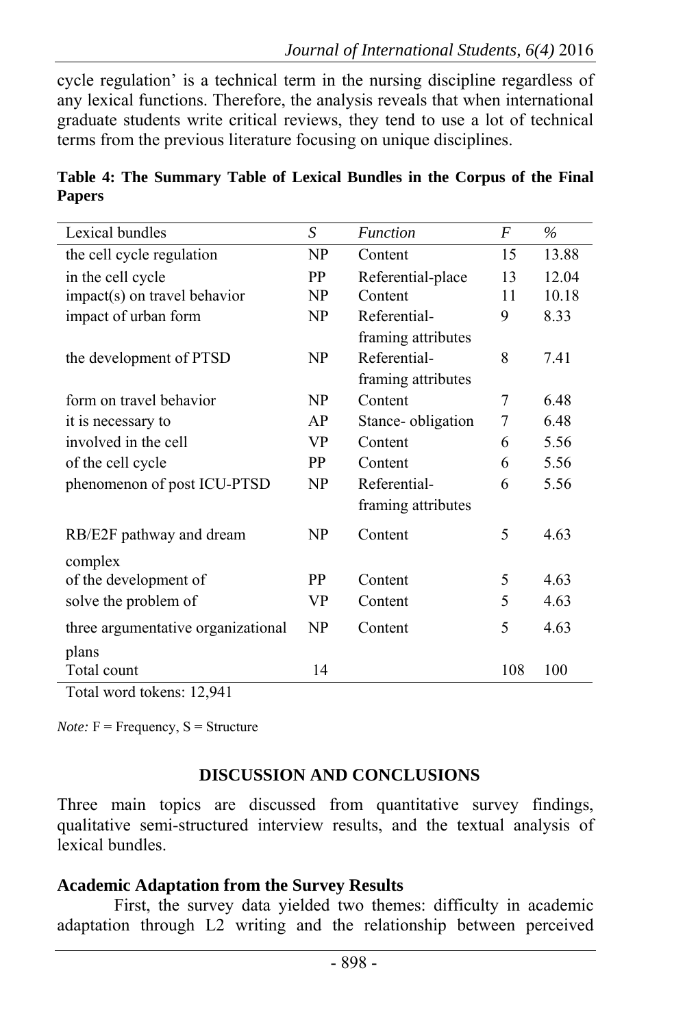cycle regulation' is a technical term in the nursing discipline regardless of any lexical functions. Therefore, the analysis reveals that when international graduate students write critical reviews, they tend to use a lot of technical terms from the previous literature focusing on unique disciplines.

**Table 4: The Summary Table of Lexical Bundles in the Corpus of the Final Papers**

| Lexical bundles | *S* | *Function* | *F* | *%* |
|---|---|---|---|---|
| the cell cycle regulation | NP | Content | 15 | 13.88 |
| in the cell cycle | PP | Referential-place | 13 | 12.04 |
| impact(s) on travel behavior | NP | Content | 11 | 10.18 |
| impact of urban form | NP | Referential-framing attributes | 9 | 8.33 |
| the development of PTSD | NP | Referential-framing attributes | 8 | 7.41 |
| form on travel behavior | NP | Content | 7 | 6.48 |
| it is necessary to | AP | Stance- obligation | 7 | 6.48 |
| involved in the cell | VP | Content | 6 | 5.56 |
| of the cell cycle | PP | Content | 6 | 5.56 |
| phenomenon of post ICU-PTSD | NP | Referential-framing attributes | 6 | 5.56 |
| RB/E2F pathway and dream complex | NP | Content | 5 | 4.63 |
| of the development of | PP | Content | 5 | 4.63 |
| solve the problem of | VP | Content | 5 | 4.63 |
| three argumentative organizational plans | NP | Content | 5 | 4.63 |
| Total count | 14 | | 108 | 100 |

Total word tokens: 12,941

*Note:* F = Frequency, S = Structure

## DISCUSSION AND CONCLUSIONS

Three main topics are discussed from quantitative survey findings, qualitative semi-structured interview results, and the textual analysis of lexical bundles.

### Academic Adaptation from the Survey Results

First, the survey data yielded two themes: difficulty in academic adaptation through L2 writing and the relationship between perceived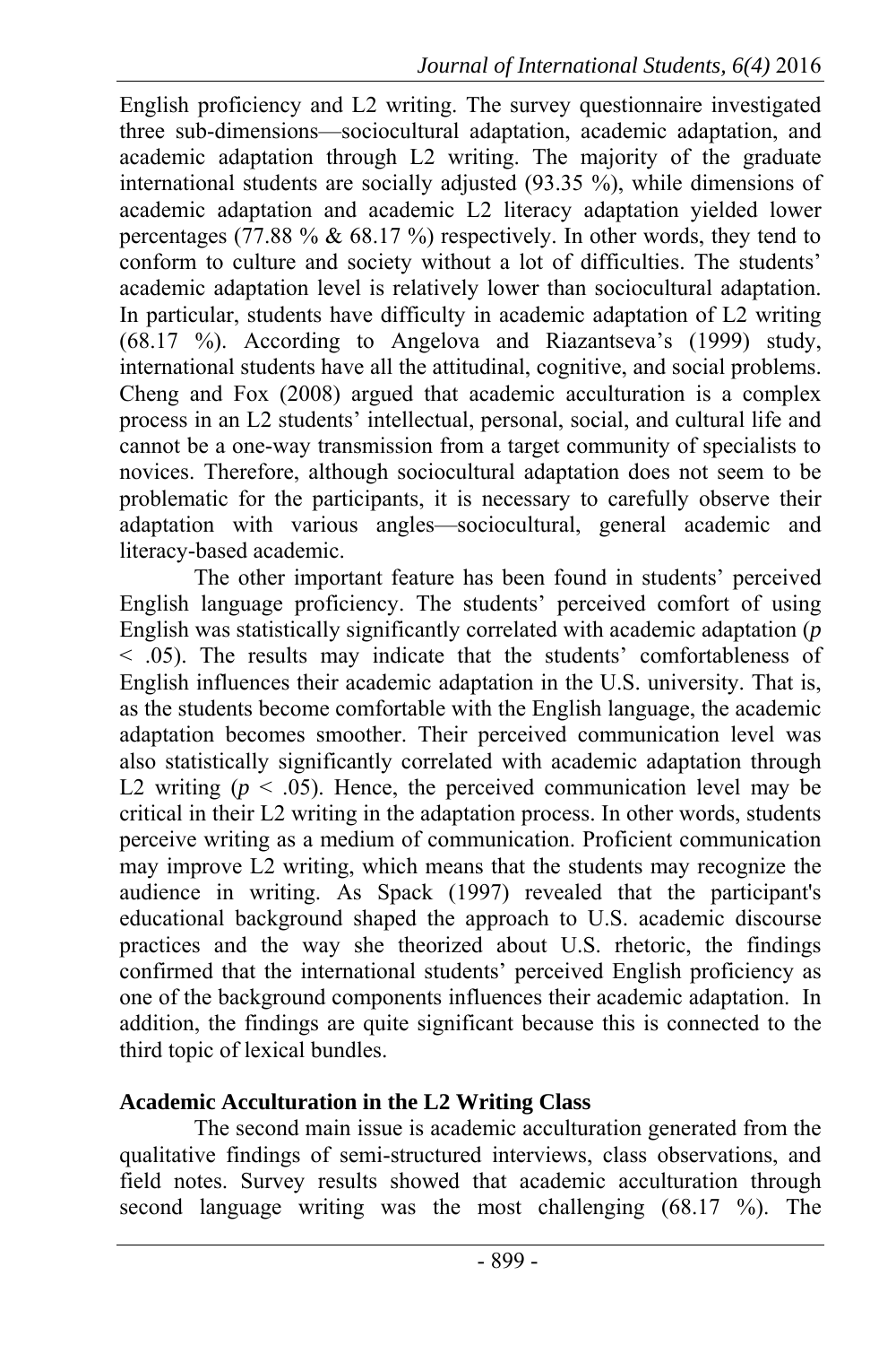English proficiency and L2 writing. The survey questionnaire investigated three sub-dimensions—sociocultural adaptation, academic adaptation, and academic adaptation through L2 writing. The majority of the graduate international students are socially adjusted (93.35 %), while dimensions of academic adaptation and academic L2 literacy adaptation yielded lower percentages (77.88 % & 68.17 %) respectively. In other words, they tend to conform to culture and society without a lot of difficulties. The students' academic adaptation level is relatively lower than sociocultural adaptation. In particular, students have difficulty in academic adaptation of L2 writing (68.17 %). According to Angelova and Riazantseva's (1999) study, international students have all the attitudinal, cognitive, and social problems. Cheng and Fox (2008) argued that academic acculturation is a complex process in an L2 students' intellectual, personal, social, and cultural life and cannot be a one-way transmission from a target community of specialists to novices. Therefore, although sociocultural adaptation does not seem to be problematic for the participants, it is necessary to carefully observe their adaptation with various angles—sociocultural, general academic and literacy-based academic.

The other important feature has been found in students' perceived English language proficiency. The students' perceived comfort of using English was statistically significantly correlated with academic adaptation ($p < .05$). The results may indicate that the students' comfortableness of English influences their academic adaptation in the U.S. university. That is, as the students become comfortable with the English language, the academic adaptation becomes smoother. Their perceived communication level was also statistically significantly correlated with academic adaptation through L2 writing ($p < .05$). Hence, the perceived communication level may be critical in their L2 writing in the adaptation process. In other words, students perceive writing as a medium of communication. Proficient communication may improve L2 writing, which means that the students may recognize the audience in writing. As Spack (1997) revealed that the participant's educational background shaped the approach to U.S. academic discourse practices and the way she theorized about U.S. rhetoric, the findings confirmed that the international students' perceived English proficiency as one of the background components influences their academic adaptation. In addition, the findings are quite significant because this is connected to the third topic of lexical bundles.

**Academic Acculturation in the L2 Writing Class**

The second main issue is academic acculturation generated from the qualitative findings of semi-structured interviews, class observations, and field notes. Survey results showed that academic acculturation through second language writing was the most challenging (68.17 %). The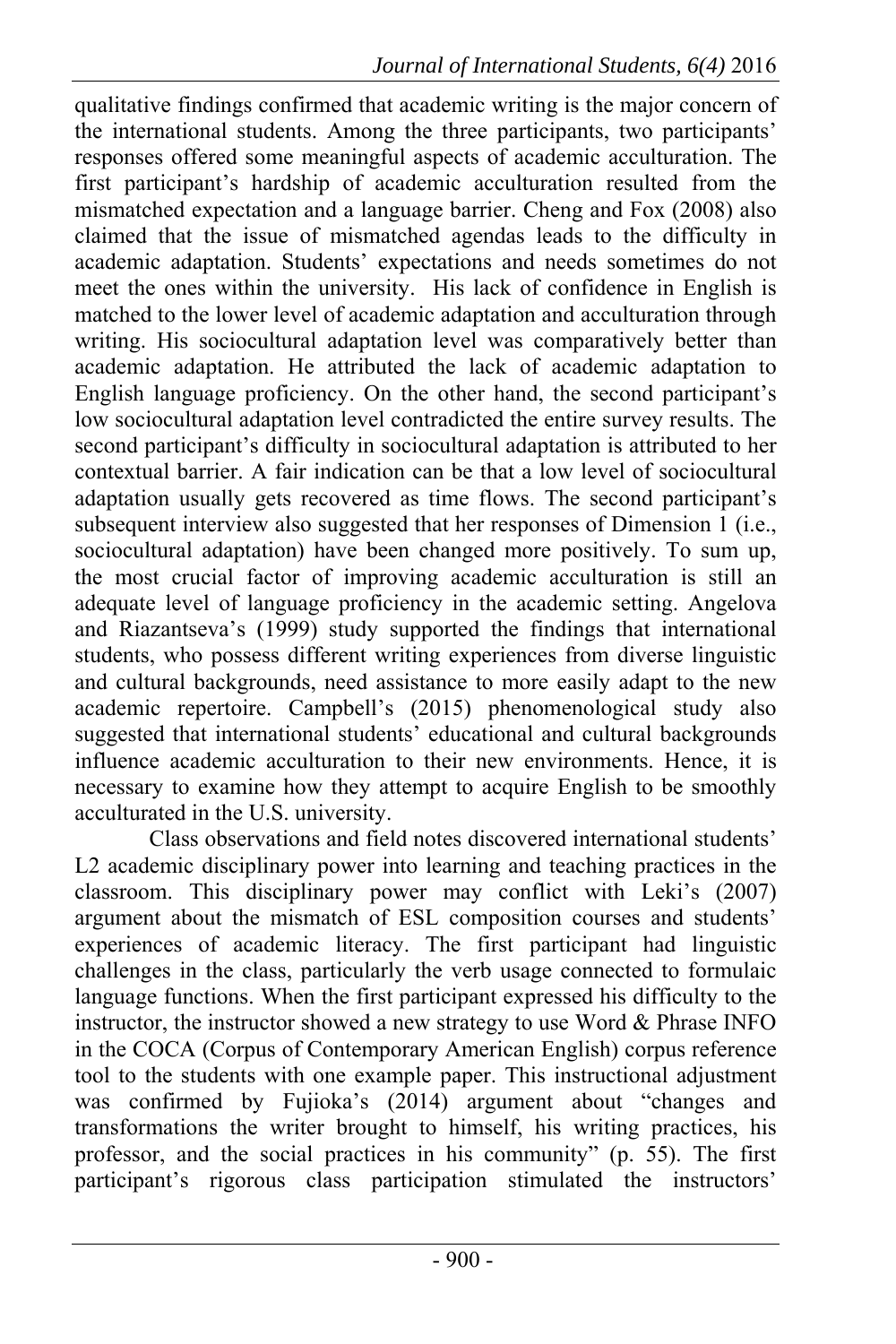qualitative findings confirmed that academic writing is the major concern of the international students. Among the three participants, two participants' responses offered some meaningful aspects of academic acculturation. The first participant's hardship of academic acculturation resulted from the mismatched expectation and a language barrier. Cheng and Fox (2008) also claimed that the issue of mismatched agendas leads to the difficulty in academic adaptation. Students' expectations and needs sometimes do not meet the ones within the university. His lack of confidence in English is matched to the lower level of academic adaptation and acculturation through writing. His sociocultural adaptation level was comparatively better than academic adaptation. He attributed the lack of academic adaptation to English language proficiency. On the other hand, the second participant's low sociocultural adaptation level contradicted the entire survey results. The second participant's difficulty in sociocultural adaptation is attributed to her contextual barrier. A fair indication can be that a low level of sociocultural adaptation usually gets recovered as time flows. The second participant's subsequent interview also suggested that her responses of Dimension 1 (i.e., sociocultural adaptation) have been changed more positively. To sum up, the most crucial factor of improving academic acculturation is still an adequate level of language proficiency in the academic setting. Angelova and Riazantseva's (1999) study supported the findings that international students, who possess different writing experiences from diverse linguistic and cultural backgrounds, need assistance to more easily adapt to the new academic repertoire. Campbell's (2015) phenomenological study also suggested that international students' educational and cultural backgrounds influence academic acculturation to their new environments. Hence, it is necessary to examine how they attempt to acquire English to be smoothly acculturated in the U.S. university.

Class observations and field notes discovered international students' L2 academic disciplinary power into learning and teaching practices in the classroom. This disciplinary power may conflict with Leki's (2007) argument about the mismatch of ESL composition courses and students' experiences of academic literacy. The first participant had linguistic challenges in the class, particularly the verb usage connected to formulaic language functions. When the first participant expressed his difficulty to the instructor, the instructor showed a new strategy to use Word & Phrase INFO in the COCA (Corpus of Contemporary American English) corpus reference tool to the students with one example paper. This instructional adjustment was confirmed by Fujioka's (2014) argument about "changes and transformations the writer brought to himself, his writing practices, his professor, and the social practices in his community" (p. 55). The first participant's rigorous class participation stimulated the instructors'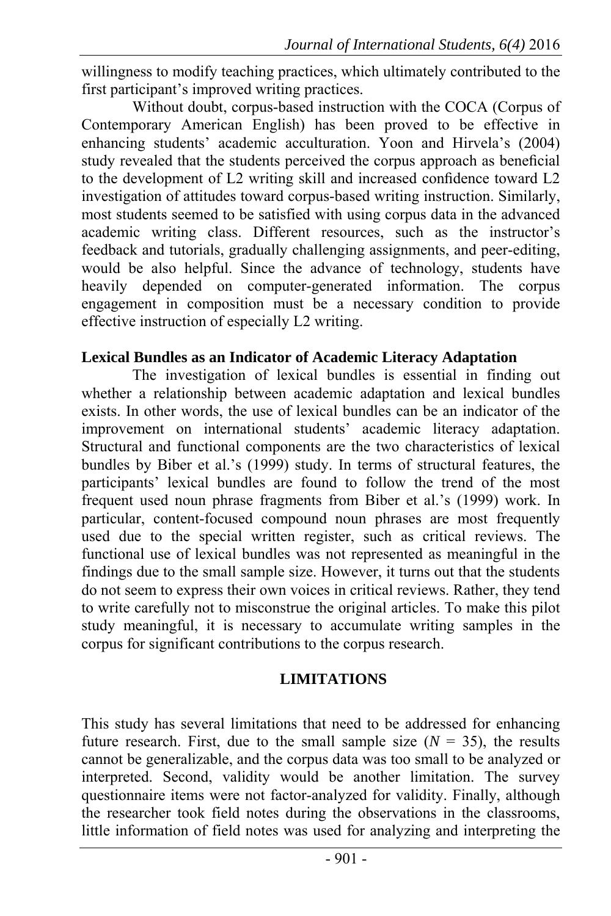willingness to modify teaching practices, which ultimately contributed to the first participant's improved writing practices.

Without doubt, corpus-based instruction with the COCA (Corpus of Contemporary American English) has been proved to be effective in enhancing students' academic acculturation. Yoon and Hirvela's (2004) study revealed that the students perceived the corpus approach as beneficial to the development of L2 writing skill and increased confidence toward L2 investigation of attitudes toward corpus-based writing instruction. Similarly, most students seemed to be satisfied with using corpus data in the advanced academic writing class. Different resources, such as the instructor's feedback and tutorials, gradually challenging assignments, and peer-editing, would be also helpful. Since the advance of technology, students have heavily depended on computer-generated information. The corpus engagement in composition must be a necessary condition to provide effective instruction of especially L2 writing.

### Lexical Bundles as an Indicator of Academic Literacy Adaptation

The investigation of lexical bundles is essential in finding out whether a relationship between academic adaptation and lexical bundles exists. In other words, the use of lexical bundles can be an indicator of the improvement on international students' academic literacy adaptation. Structural and functional components are the two characteristics of lexical bundles by Biber et al.'s (1999) study. In terms of structural features, the participants' lexical bundles are found to follow the trend of the most frequent used noun phrase fragments from Biber et al.'s (1999) work. In particular, content-focused compound noun phrases are most frequently used due to the special written register, such as critical reviews. The functional use of lexical bundles was not represented as meaningful in the findings due to the small sample size. However, it turns out that the students do not seem to express their own voices in critical reviews. Rather, they tend to write carefully not to misconstrue the original articles. To make this pilot study meaningful, it is necessary to accumulate writing samples in the corpus for significant contributions to the corpus research.

## LIMITATIONS

This study has several limitations that need to be addressed for enhancing future research. First, due to the small sample size ($N$ = 35), the results cannot be generalizable, and the corpus data was too small to be analyzed or interpreted. Second, validity would be another limitation. The survey questionnaire items were not factor-analyzed for validity. Finally, although the researcher took field notes during the observations in the classrooms, little information of field notes was used for analyzing and interpreting the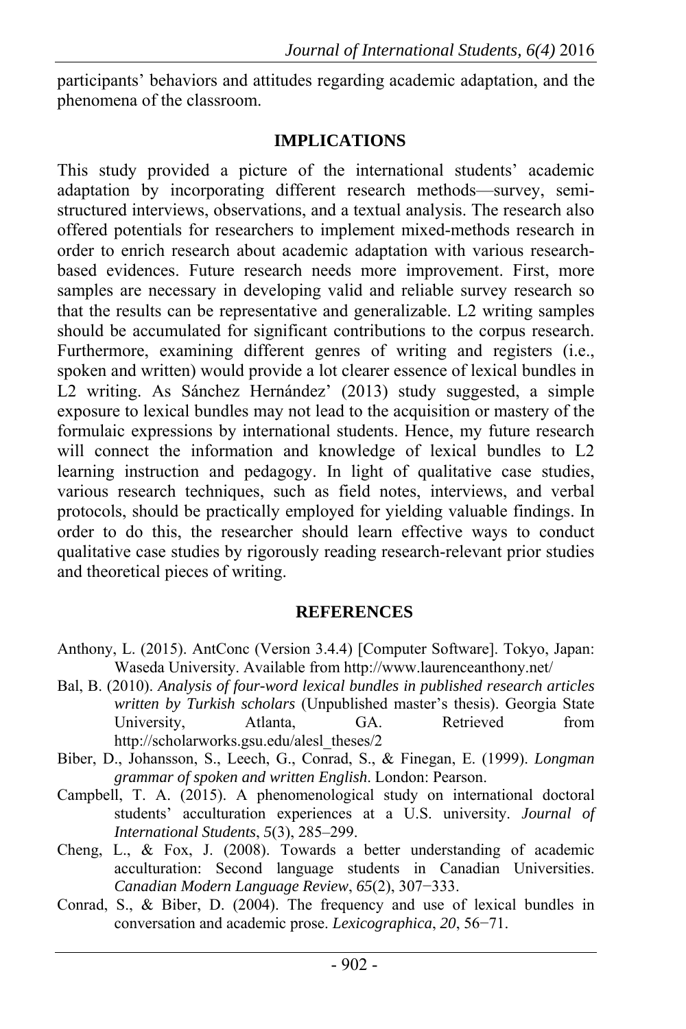participants' behaviors and attitudes regarding academic adaptation, and the phenomena of the classroom.

## IMPLICATIONS

This study provided a picture of the international students' academic adaptation by incorporating different research methods—survey, semi-structured interviews, observations, and a textual analysis. The research also offered potentials for researchers to implement mixed-methods research in order to enrich research about academic adaptation with various research-based evidences. Future research needs more improvement. First, more samples are necessary in developing valid and reliable survey research so that the results can be representative and generalizable. L2 writing samples should be accumulated for significant contributions to the corpus research. Furthermore, examining different genres of writing and registers (i.e., spoken and written) would provide a lot clearer essence of lexical bundles in L2 writing. As Sánchez Hernández' (2013) study suggested, a simple exposure to lexical bundles may not lead to the acquisition or mastery of the formulaic expressions by international students. Hence, my future research will connect the information and knowledge of lexical bundles to L2 learning instruction and pedagogy. In light of qualitative case studies, various research techniques, such as field notes, interviews, and verbal protocols, should be practically employed for yielding valuable findings. In order to do this, the researcher should learn effective ways to conduct qualitative case studies by rigorously reading research-relevant prior studies and theoretical pieces of writing.

## REFERENCES

Anthony, L. (2015). AntConc (Version 3.4.4) [Computer Software]. Tokyo, Japan: Waseda University. Available from http://www.laurenceanthony.net/

Bal, B. (2010). *Analysis of four-word lexical bundles in published research articles written by Turkish scholars* (Unpublished master's thesis). Georgia State University, Atlanta, GA. Retrieved from http://scholarworks.gsu.edu/alesl_theses/2

Biber, D., Johansson, S., Leech, G., Conrad, S., & Finegan, E. (1999). *Longman grammar of spoken and written English*. London: Pearson.

Campbell, T. A. (2015). A phenomenological study on international doctoral students' acculturation experiences at a U.S. university. *Journal of International Students*, *5*(3), 285–299.

Cheng, L., & Fox, J. (2008). Towards a better understanding of academic acculturation: Second language students in Canadian Universities. *Canadian Modern Language Review*, *65*(2), 307−333.

Conrad, S., & Biber, D. (2004). The frequency and use of lexical bundles in conversation and academic prose. *Lexicographica*, *20*, 56−71.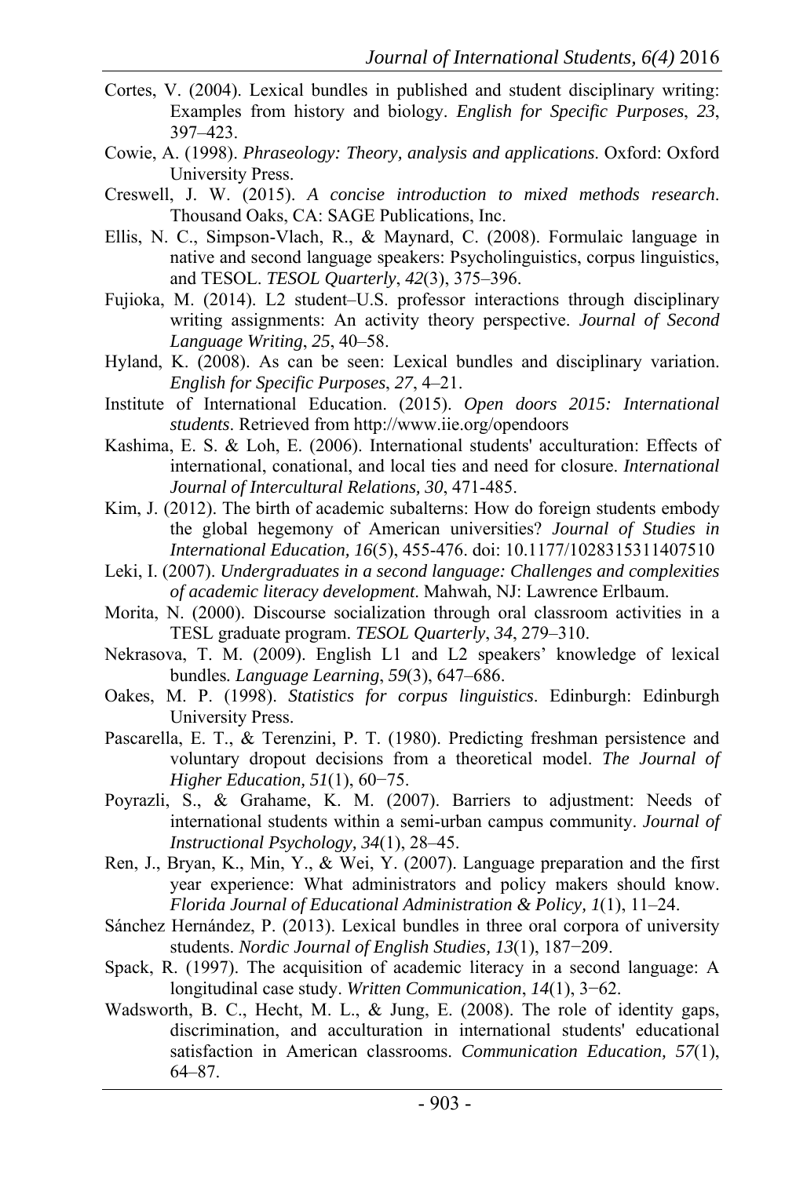Cortes, V. (2004). Lexical bundles in published and student disciplinary writing: Examples from history and biology. *English for Specific Purposes*, *23*, 397–423.

Cowie, A. (1998). *Phraseology: Theory, analysis and applications*. Oxford: Oxford University Press.

Creswell, J. W. (2015). *A concise introduction to mixed methods research*. Thousand Oaks, CA: SAGE Publications, Inc.

Ellis, N. C., Simpson-Vlach, R., & Maynard, C. (2008). Formulaic language in native and second language speakers: Psycholinguistics, corpus linguistics, and TESOL. *TESOL Quarterly*, *42*(3), 375–396.

Fujioka, M. (2014). L2 student–U.S. professor interactions through disciplinary writing assignments: An activity theory perspective. *Journal of Second Language Writing*, *25*, 40–58.

Hyland, K. (2008). As can be seen: Lexical bundles and disciplinary variation. *English for Specific Purposes*, *27*, 4–21.

Institute of International Education. (2015). *Open doors 2015: International students*. Retrieved from http://www.iie.org/opendoors

Kashima, E. S. & Loh, E. (2006). International students' acculturation: Effects of international, conational, and local ties and need for closure. *International Journal of Intercultural Relations, 30*, 471-485.

Kim, J. (2012). The birth of academic subalterns: How do foreign students embody the global hegemony of American universities? *Journal of Studies in International Education, 16*(5), 455-476. doi: 10.1177/1028315311407510

Leki, I. (2007). *Undergraduates in a second language: Challenges and complexities of academic literacy development.* Mahwah, NJ: Lawrence Erlbaum.

Morita, N. (2000). Discourse socialization through oral classroom activities in a TESL graduate program. *TESOL Quarterly*, *34*, 279–310.

Nekrasova, T. M. (2009). English L1 and L2 speakers' knowledge of lexical bundles*. Language Learning*, *59*(3), 647–686.

Oakes, M. P. (1998). *Statistics for corpus linguistics*. Edinburgh: Edinburgh University Press.

Pascarella, E. T., & Terenzini, P. T. (1980). Predicting freshman persistence and voluntary dropout decisions from a theoretical model. *The Journal of Higher Education, 51*(1), 60−75.

Poyrazli, S., & Grahame, K. M. (2007). Barriers to adjustment: Needs of international students within a semi-urban campus community. *Journal of Instructional Psychology, 34*(1), 28–45.

Ren, J., Bryan, K., Min, Y., & Wei, Y. (2007). Language preparation and the first year experience: What administrators and policy makers should know. *Florida Journal of Educational Administration & Policy, 1*(1), 11–24.

Sánchez Hernández, P. (2013). Lexical bundles in three oral corpora of university students. *Nordic Journal of English Studies, 13*(1), 187−209.

Spack, R. (1997). The acquisition of academic literacy in a second language: A longitudinal case study. *Written Communication*, *14*(1), 3−62.

Wadsworth, B. C., Hecht, M. L., & Jung, E. (2008). The role of identity gaps, discrimination, and acculturation in international students' educational satisfaction in American classrooms. *Communication Education, 57*(1), 64–87.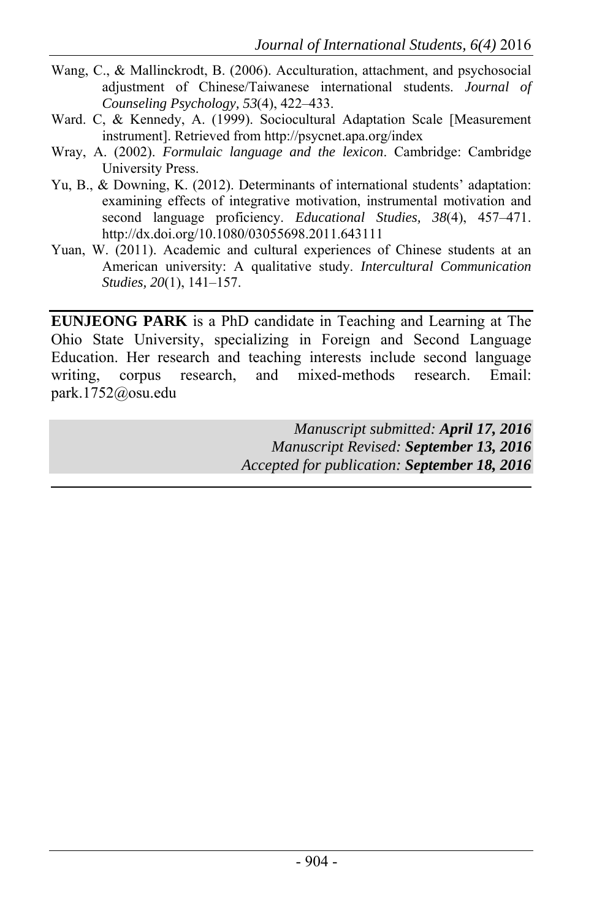Wang, C., & Mallinckrodt, B. (2006). Acculturation, attachment, and psychosocial adjustment of Chinese/Taiwanese international students. *Journal of Counseling Psychology, 53*(4), 422–433.

Ward. C, & Kennedy, A. (1999). Sociocultural Adaptation Scale [Measurement instrument]. Retrieved from http://psycnet.apa.org/index

Wray, A. (2002). *Formulaic language and the lexicon*. Cambridge: Cambridge University Press.

Yu, B., & Downing, K. (2012). Determinants of international students' adaptation: examining effects of integrative motivation, instrumental motivation and second language proficiency. *Educational Studies, 38*(4), 457–471. http://dx.doi.org/10.1080/03055698.2011.643111

Yuan, W. (2011). Academic and cultural experiences of Chinese students at an American university: A qualitative study. *Intercultural Communication Studies, 20*(1), 141–157.

---

**EUNJEONG PARK** is a PhD candidate in Teaching and Learning at The Ohio State University, specializing in Foreign and Second Language Education. Her research and teaching interests include second language writing, corpus research, and mixed-methods research. Email: park.1752@osu.edu

*Manuscript submitted: **April 17, 2016***
*Manuscript Revised: **September 13, 2016***
*Accepted for publication: **September 18, 2016***